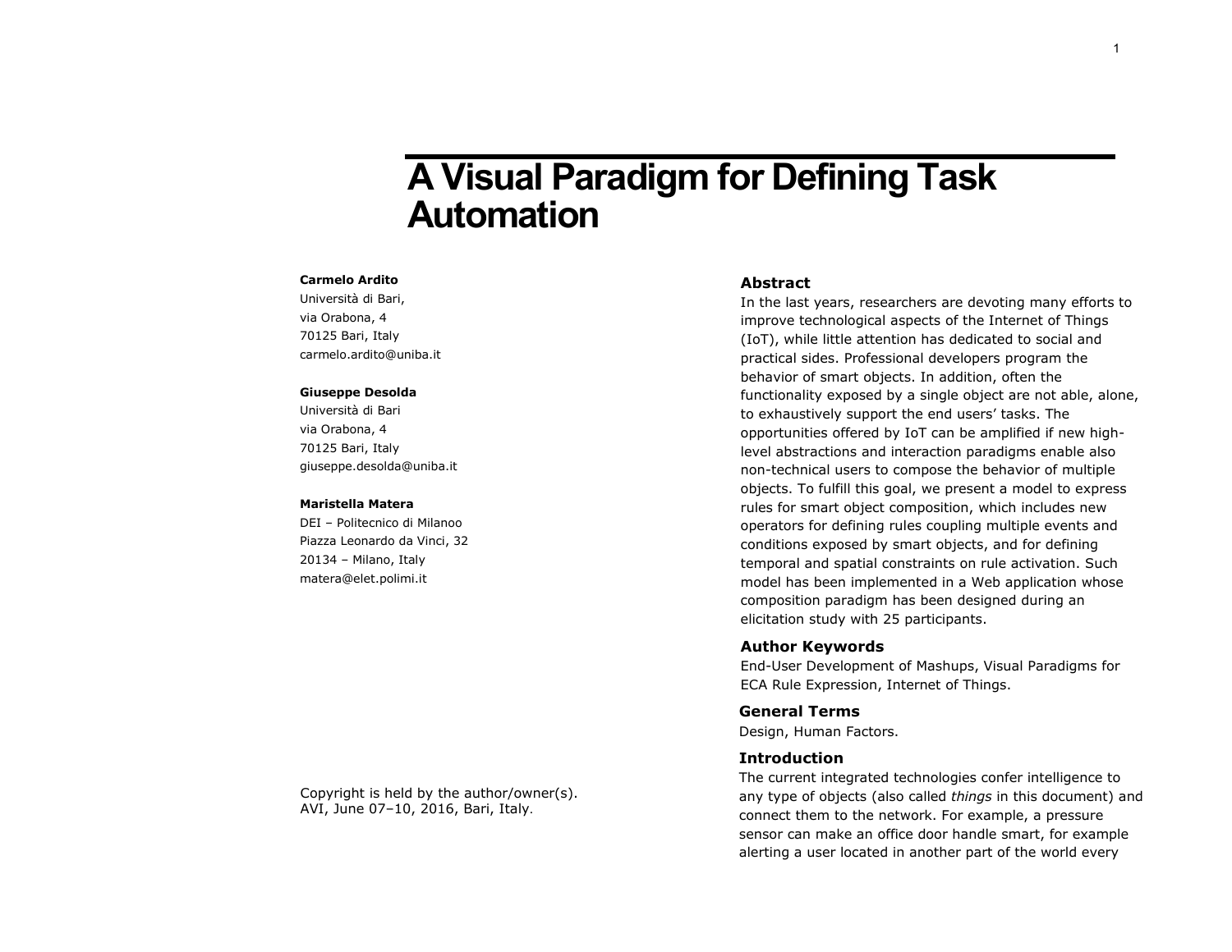# A Visual Paradigm for Defining Task Automation

**Carmelo Ardito**
Università di Bari,
via Orabona, 4
70125 Bari, Italy
carmelo.ardito@uniba.it

**Giuseppe Desolda**
Università di Bari
via Orabona, 4
70125 Bari, Italy
giuseppe.desolda@uniba.it

**Maristella Matera**
DEI – Politecnico di Milanoo
Piazza Leonardo da Vinci, 32
20134 – Milano, Italy
matera@elet.polimi.it

Copyright is held by the author/owner(s).
AVI, June 07–10, 2016, Bari, Italy.

## Abstract

In the last years, researchers are devoting many efforts to improve technological aspects of the Internet of Things (IoT), while little attention has dedicated to social and practical sides. Professional developers program the behavior of smart objects. In addition, often the functionality exposed by a single object are not able, alone, to exhaustively support the end users' tasks. The opportunities offered by IoT can be amplified if new high-level abstractions and interaction paradigms enable also non-technical users to compose the behavior of multiple objects. To fulfill this goal, we present a model to express rules for smart object composition, which includes new operators for defining rules coupling multiple events and conditions exposed by smart objects, and for defining temporal and spatial constraints on rule activation. Such model has been implemented in a Web application whose composition paradigm has been designed during an elicitation study with 25 participants.

## Author Keywords

End-User Development of Mashups, Visual Paradigms for ECA Rule Expression, Internet of Things.

## General Terms

Design, Human Factors.

## Introduction

The current integrated technologies confer intelligence to any type of objects (also called *things* in this document) and connect them to the network. For example, a pressure sensor can make an office door handle smart, for example alerting a user located in another part of the world every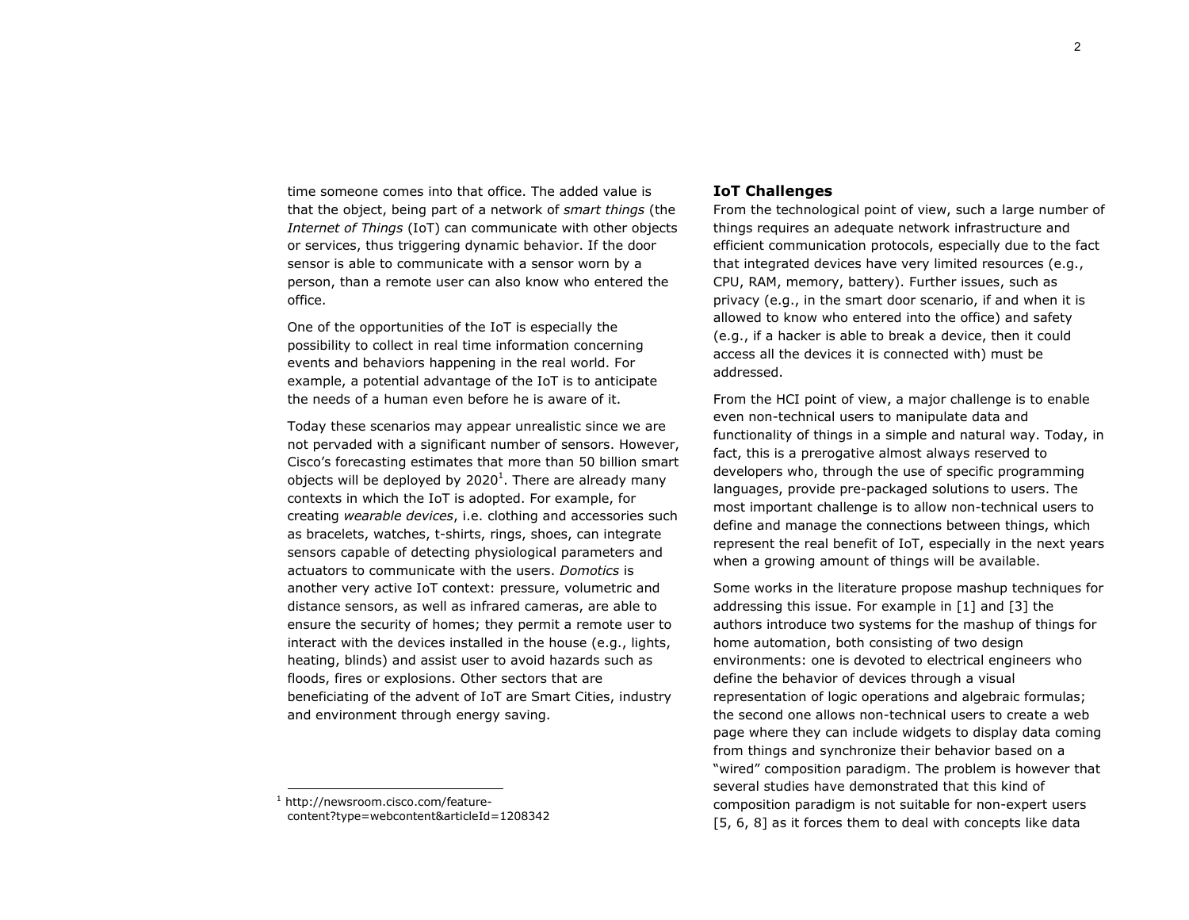time someone comes into that office. The added value is that the object, being part of a network of *smart things* (the *Internet of Things* (IoT) can communicate with other objects or services, thus triggering dynamic behavior. If the door sensor is able to communicate with a sensor worn by a person, than a remote user can also know who entered the office.

One of the opportunities of the IoT is especially the possibility to collect in real time information concerning events and behaviors happening in the real world. For example, a potential advantage of the IoT is to anticipate the needs of a human even before he is aware of it.

Today these scenarios may appear unrealistic since we are not pervaded with a significant number of sensors. However, Cisco's forecasting estimates that more than 50 billion smart objects will be deployed by 2020[1]. There are already many contexts in which the IoT is adopted. For example, for creating *wearable devices*, i.e. clothing and accessories such as bracelets, watches, t-shirts, rings, shoes, can integrate sensors capable of detecting physiological parameters and actuators to communicate with the users. *Domotics* is another very active IoT context: pressure, volumetric and distance sensors, as well as infrared cameras, are able to ensure the security of homes; they permit a remote user to interact with the devices installed in the house (e.g., lights, heating, blinds) and assist user to avoid hazards such as floods, fires or explosions. Other sectors that are beneficiating of the advent of IoT are Smart Cities, industry and environment through energy saving.

[1] http://newsroom.cisco.com/feature-content?type=webcontent&articleId=1208342

## IoT Challenges

From the technological point of view, such a large number of things requires an adequate network infrastructure and efficient communication protocols, especially due to the fact that integrated devices have very limited resources (e.g., CPU, RAM, memory, battery). Further issues, such as privacy (e.g., in the smart door scenario, if and when it is allowed to know who entered into the office) and safety (e.g., if a hacker is able to break a device, then it could access all the devices it is connected with) must be addressed.

From the HCI point of view, a major challenge is to enable even non-technical users to manipulate data and functionality of things in a simple and natural way. Today, in fact, this is a prerogative almost always reserved to developers who, through the use of specific programming languages, provide pre-packaged solutions to users. The most important challenge is to allow non-technical users to define and manage the connections between things, which represent the real benefit of IoT, especially in the next years when a growing amount of things will be available.

Some works in the literature propose mashup techniques for addressing this issue. For example in [1] and [3] the authors introduce two systems for the mashup of things for home automation, both consisting of two design environments: one is devoted to electrical engineers who define the behavior of devices through a visual representation of logic operations and algebraic formulas; the second one allows non-technical users to create a web page where they can include widgets to display data coming from things and synchronize their behavior based on a "wired" composition paradigm. The problem is however that several studies have demonstrated that this kind of composition paradigm is not suitable for non-expert users [5, 6, 8] as it forces them to deal with concepts like data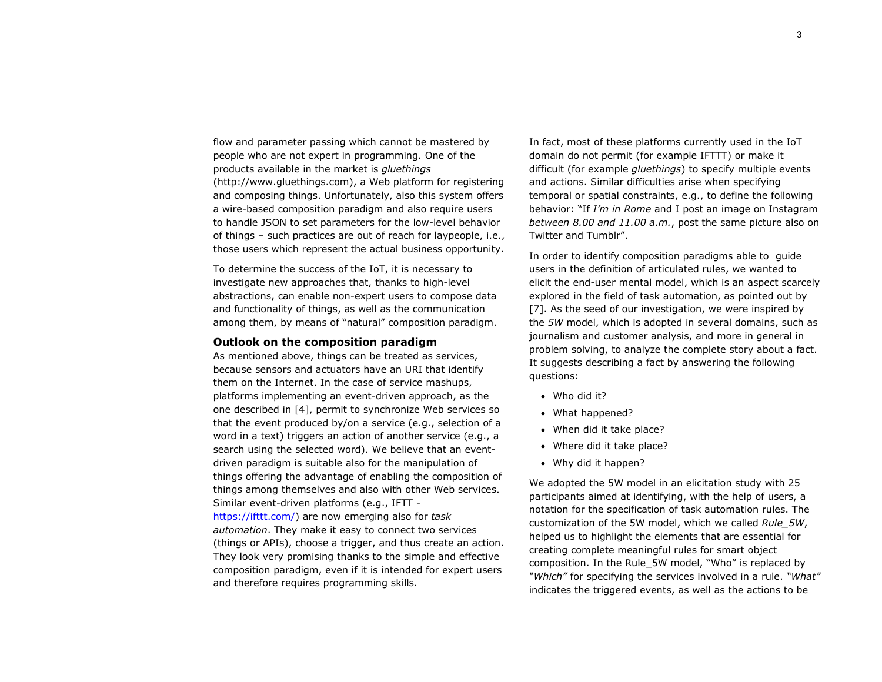flow and parameter passing which cannot be mastered by people who are not expert in programming. One of the products available in the market is *gluethings* (http://www.gluethings.com), a Web platform for registering and composing things. Unfortunately, also this system offers a wire-based composition paradigm and also require users to handle JSON to set parameters for the low-level behavior of things – such practices are out of reach for laypeople, i.e., those users which represent the actual business opportunity.

To determine the success of the IoT, it is necessary to investigate new approaches that, thanks to high-level abstractions, can enable non-expert users to compose data and functionality of things, as well as the communication among them, by means of "natural" composition paradigm.

### Outlook on the composition paradigm

As mentioned above, things can be treated as services, because sensors and actuators have an URI that identify them on the Internet. In the case of service mashups, platforms implementing an event-driven approach, as the one described in [4], permit to synchronize Web services so that the event produced by/on a service (e.g., selection of a word in a text) triggers an action of another service (e.g., a search using the selected word). We believe that an event-driven paradigm is suitable also for the manipulation of things offering the advantage of enabling the composition of things among themselves and also with other Web services. Similar event-driven platforms (e.g., IFTT - [https://ifttt.com/](https://ifttt.com/)) are now emerging also for *task automation*. They make it easy to connect two services (things or APIs), choose a trigger, and thus create an action. They look very promising thanks to the simple and effective composition paradigm, even if it is intended for expert users and therefore requires programming skills.

In fact, most of these platforms currently used in the IoT domain do not permit (for example IFTTT) or make it difficult (for example *gluethings*) to specify multiple events and actions. Similar difficulties arise when specifying temporal or spatial constraints, e.g., to define the following behavior: "If *I'm in Rome* and I post an image on Instagram *between 8.00 and 11.00 a.m.*, post the same picture also on Twitter and Tumblr".

In order to identify composition paradigms able to guide users in the definition of articulated rules, we wanted to elicit the end-user mental model, which is an aspect scarcely explored in the field of task automation, as pointed out by [7]. As the seed of our investigation, we were inspired by the *5W* model, which is adopted in several domains, such as journalism and customer analysis, and more in general in problem solving, to analyze the complete story about a fact. It suggests describing a fact by answering the following questions:

- Who did it?
- What happened?
- When did it take place?
- Where did it take place?
- Why did it happen?

We adopted the 5W model in an elicitation study with 25 participants aimed at identifying, with the help of users, a notation for the specification of task automation rules. The customization of the 5W model, which we called *Rule_5W*, helped us to highlight the elements that are essential for creating complete meaningful rules for smart object composition. In the Rule_5W model, "Who" is replaced by *"Which"* for specifying the services involved in a rule. *"What"* indicates the triggered events, as well as the actions to be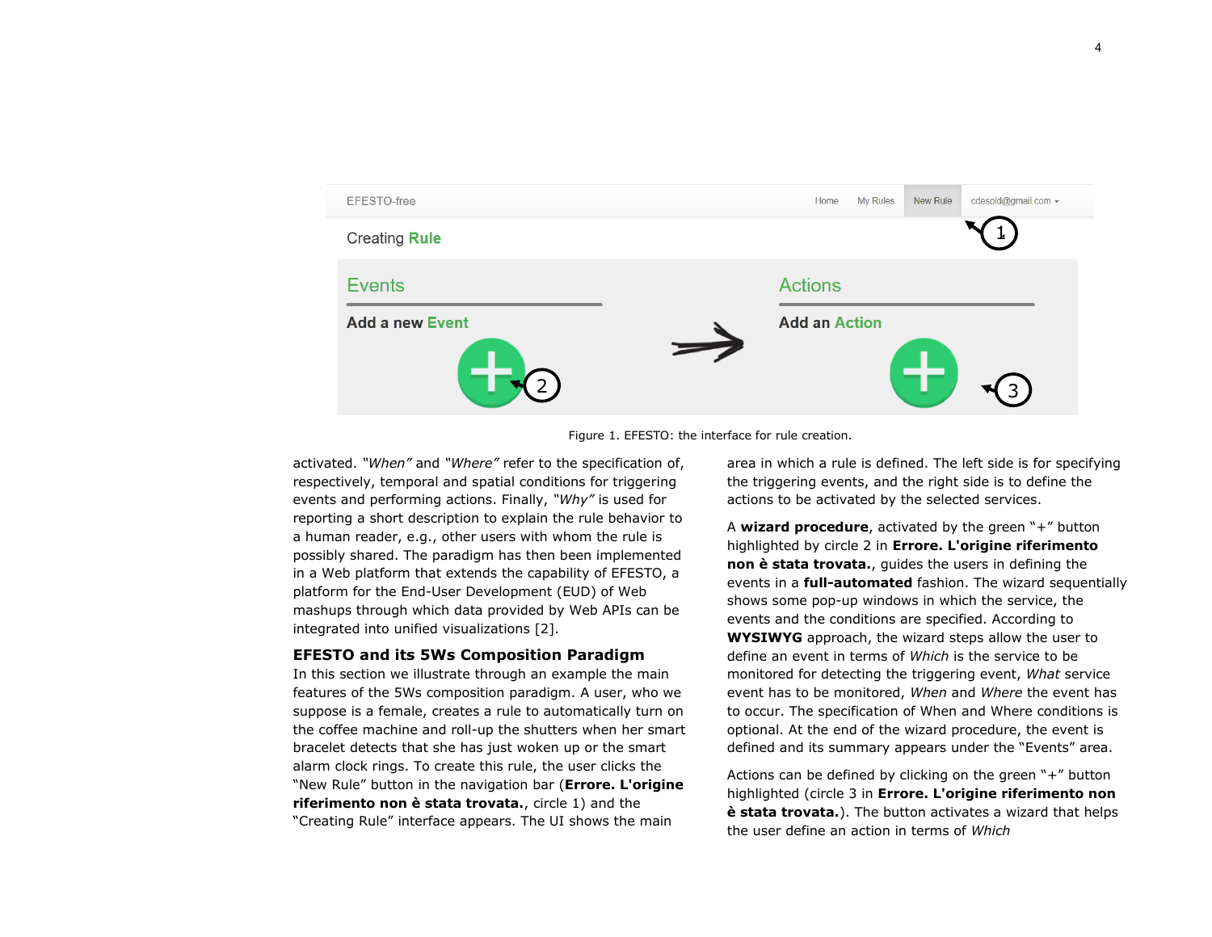Figure 1. EFESTO: the interface for rule creation.

activated. *"When"* and *"Where"* refer to the specification of, respectively, temporal and spatial conditions for triggering events and performing actions. Finally, *"Why"* is used for reporting a short description to explain the rule behavior to a human reader, e.g., other users with whom the rule is possibly shared. The paradigm has then been implemented in a Web platform that extends the capability of EFESTO, a platform for the End-User Development (EUD) of Web mashups through which data provided by Web APIs can be integrated into unified visualizations [2].

## EFESTO and its 5Ws Composition Paradigm

In this section we illustrate through an example the main features of the 5Ws composition paradigm. A user, who we suppose is a female, creates a rule to automatically turn on the coffee machine and roll-up the shutters when her smart bracelet detects that she has just woken up or the smart alarm clock rings. To create this rule, the user clicks the "New Rule" button in the navigation bar (**Errore. L'origine riferimento non è stata trovata.**, circle 1) and the "Creating Rule" interface appears. The UI shows the main area in which a rule is defined. The left side is for specifying the triggering events, and the right side is to define the actions to be activated by the selected services.

A **wizard procedure**, activated by the green "+" button highlighted by circle 2 in **Errore. L'origine riferimento non è stata trovata.**, guides the users in defining the events in a **full-automated** fashion. The wizard sequentially shows some pop-up windows in which the service, the events and the conditions are specified. According to **WYSIWYG** approach, the wizard steps allow the user to define an event in terms of *Which* is the service to be monitored for detecting the triggering event, *What* service event has to be monitored, *When* and *Where* the event has to occur. The specification of When and Where conditions is optional. At the end of the wizard procedure, the event is defined and its summary appears under the "Events" area.

Actions can be defined by clicking on the green "+" button highlighted (circle 3 in **Errore. L'origine riferimento non è stata trovata.**). The button activates a wizard that helps the user define an action in terms of *Which*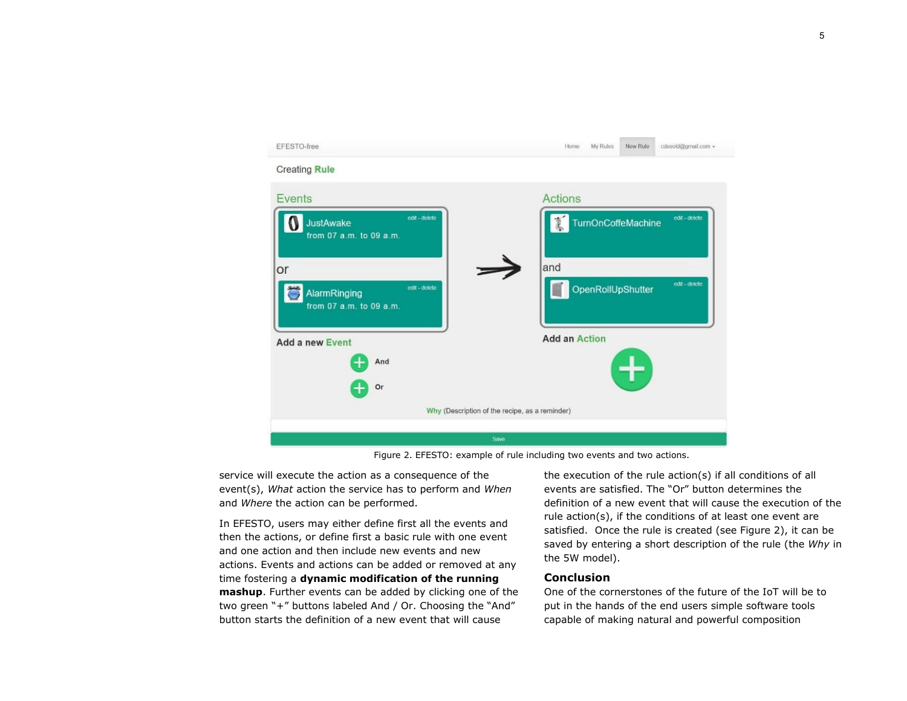Figure 2. EFESTO: example of rule including two events and two actions.

service will execute the action as a consequence of the event(s), *What* action the service has to perform and *When* and *Where* the action can be performed.

In EFESTO, users may either define first all the events and then the actions, or define first a basic rule with one event and one action and then include new events and new actions. Events and actions can be added or removed at any time fostering a **dynamic modification of the running mashup**. Further events can be added by clicking one of the two green "+" buttons labeled And / Or. Choosing the "And" button starts the definition of a new event that will cause the execution of the rule action(s) if all conditions of all events are satisfied. The "Or" button determines the definition of a new event that will cause the execution of the rule action(s), if the conditions of at least one event are satisfied. Once the rule is created (see Figure 2), it can be saved by entering a short description of the rule (the *Why* in the 5W model).

## Conclusion

One of the cornerstones of the future of the IoT will be to put in the hands of the end users simple software tools capable of making natural and powerful composition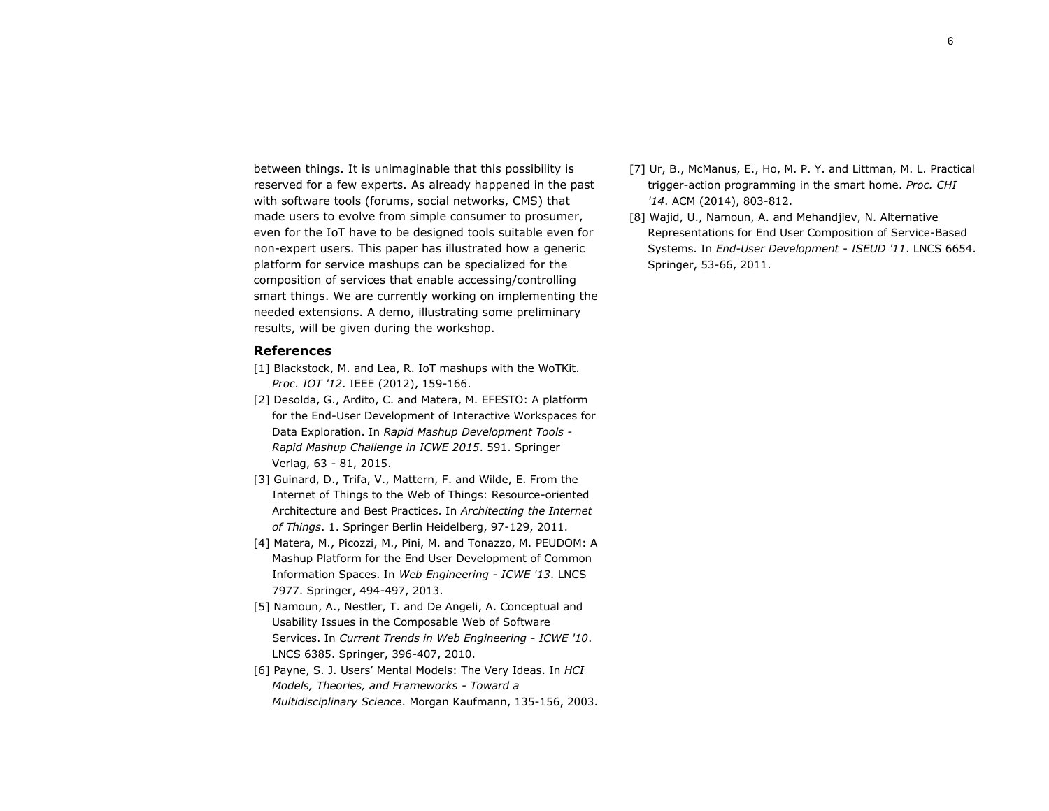between things. It is unimaginable that this possibility is reserved for a few experts. As already happened in the past with software tools (forums, social networks, CMS) that made users to evolve from simple consumer to prosumer, even for the IoT have to be designed tools suitable even for non-expert users. This paper has illustrated how a generic platform for service mashups can be specialized for the composition of services that enable accessing/controlling smart things. We are currently working on implementing the needed extensions. A demo, illustrating some preliminary results, will be given during the workshop.

## References

[1] Blackstock, M. and Lea, R. IoT mashups with the WoTKit. *Proc. IOT '12*. IEEE (2012), 159-166.

[2] Desolda, G., Ardito, C. and Matera, M. EFESTO: A platform for the End-User Development of Interactive Workspaces for Data Exploration. In *Rapid Mashup Development Tools - Rapid Mashup Challenge in ICWE 2015*. 591. Springer Verlag, 63 - 81, 2015.

[3] Guinard, D., Trifa, V., Mattern, F. and Wilde, E. From the Internet of Things to the Web of Things: Resource-oriented Architecture and Best Practices. In *Architecting the Internet of Things*. 1. Springer Berlin Heidelberg, 97-129, 2011.

[4] Matera, M., Picozzi, M., Pini, M. and Tonazzo, M. PEUDOM: A Mashup Platform for the End User Development of Common Information Spaces. In *Web Engineering - ICWE '13*. LNCS 7977. Springer, 494-497, 2013.

[5] Namoun, A., Nestler, T. and De Angeli, A. Conceptual and Usability Issues in the Composable Web of Software Services. In *Current Trends in Web Engineering - ICWE '10*. LNCS 6385. Springer, 396-407, 2010.

[6] Payne, S. J. Users' Mental Models: The Very Ideas. In *HCI Models, Theories, and Frameworks - Toward a Multidisciplinary Science*. Morgan Kaufmann, 135-156, 2003.

[7] Ur, B., McManus, E., Ho, M. P. Y. and Littman, M. L. Practical trigger-action programming in the smart home. *Proc. CHI '14*. ACM (2014), 803-812.

[8] Wajid, U., Namoun, A. and Mehandjiev, N. Alternative Representations for End User Composition of Service-Based Systems. In *End-User Development - ISEUD '11*. LNCS 6654. Springer, 53-66, 2011.